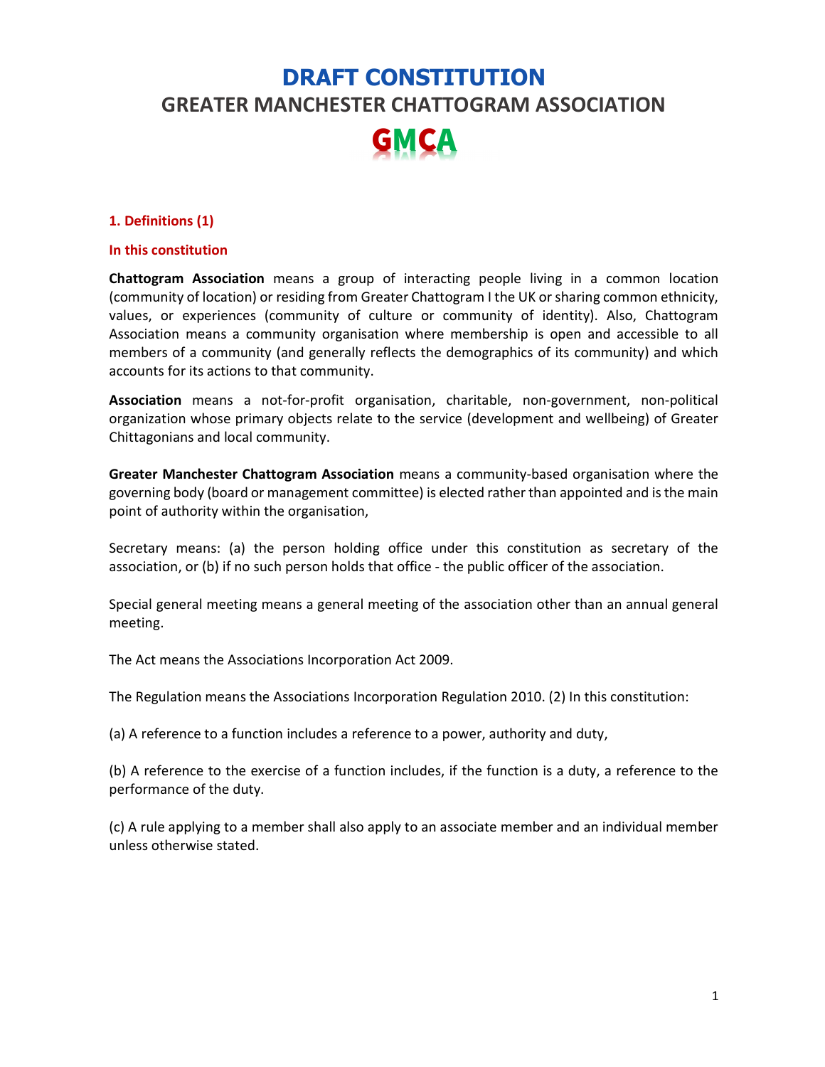# DRAFT CONSTITUTION

## GREATER MANCHESTER CHATTOGRAM ASSOCIATION

## GMCA

### 1. Definitions (1)

**In this constitution**

**Chattogram Association** means a group of interacting people living in a common location (community of location) or residing from Greater Chattogram I the UK or sharing common ethnicity, values, or experiences (community of culture or community of identity). Also, Chattogram Association means a community organisation where membership is open and accessible to all members of a community (and generally reflects the demographics of its community) and which accounts for its actions to that community.

**Association** means a not-for-profit organisation, charitable, non-government, non-political organization whose primary objects relate to the service (development and wellbeing) of Greater Chittagonians and local community.

**Greater Manchester Chattogram Association** means a community-based organisation where the governing body (board or management committee) is elected rather than appointed and is the main point of authority within the organisation,

Secretary means: (a) the person holding office under this constitution as secretary of the association, or (b) if no such person holds that office - the public officer of the association.

Special general meeting means a general meeting of the association other than an annual general meeting.

The Act means the Associations Incorporation Act 2009.

The Regulation means the Associations Incorporation Regulation 2010. (2) In this constitution:

(a) A reference to a function includes a reference to a power, authority and duty,

(b) A reference to the exercise of a function includes, if the function is a duty, a reference to the performance of the duty.

(c) A rule applying to a member shall also apply to an associate member and an individual member unless otherwise stated.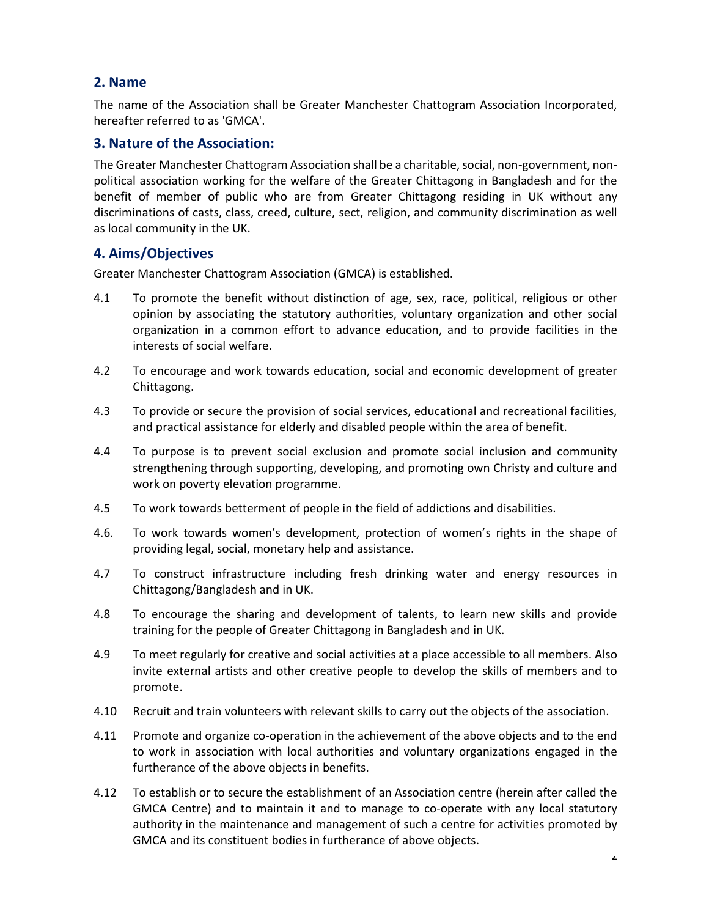## 2. Name

The name of the Association shall be Greater Manchester Chattogram Association Incorporated, hereafter referred to as 'GMCA'.

## 3. Nature of the Association:

The Greater Manchester Chattogram Association shall be a charitable, social, non-government, non-political association working for the welfare of the Greater Chittagong in Bangladesh and for the benefit of member of public who are from Greater Chittagong residing in UK without any discriminations of casts, class, creed, culture, sect, religion, and community discrimination as well as local community in the UK.

## 4. Aims/Objectives

Greater Manchester Chattogram Association (GMCA) is established.

4.1 To promote the benefit without distinction of age, sex, race, political, religious or other opinion by associating the statutory authorities, voluntary organization and other social organization in a common effort to advance education, and to provide facilities in the interests of social welfare.

4.2 To encourage and work towards education, social and economic development of greater Chittagong.

4.3 To provide or secure the provision of social services, educational and recreational facilities, and practical assistance for elderly and disabled people within the area of benefit.

4.4 To purpose is to prevent social exclusion and promote social inclusion and community strengthening through supporting, developing, and promoting own Christy and culture and work on poverty elevation programme.

4.5 To work towards betterment of people in the field of addictions and disabilities.

4.6. To work towards women's development, protection of women's rights in the shape of providing legal, social, monetary help and assistance.

4.7 To construct infrastructure including fresh drinking water and energy resources in Chittagong/Bangladesh and in UK.

4.8 To encourage the sharing and development of talents, to learn new skills and provide training for the people of Greater Chittagong in Bangladesh and in UK.

4.9 To meet regularly for creative and social activities at a place accessible to all members. Also invite external artists and other creative people to develop the skills of members and to promote.

4.10 Recruit and train volunteers with relevant skills to carry out the objects of the association.

4.11 Promote and organize co-operation in the achievement of the above objects and to the end to work in association with local authorities and voluntary organizations engaged in the furtherance of the above objects in benefits.

4.12 To establish or to secure the establishment of an Association centre (herein after called the GMCA Centre) and to maintain it and to manage to co-operate with any local statutory authority in the maintenance and management of such a centre for activities promoted by GMCA and its constituent bodies in furtherance of above objects.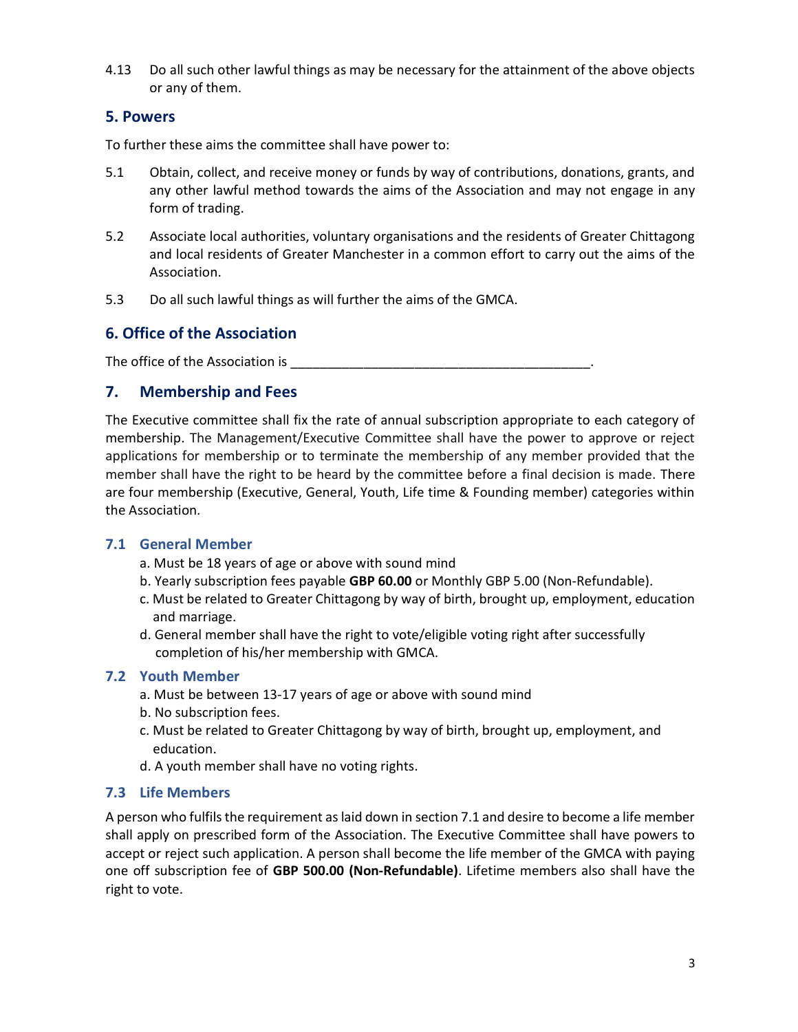4.13 Do all such other lawful things as may be necessary for the attainment of the above objects or any of them.

## 5. Powers

To further these aims the committee shall have power to:

5.1 Obtain, collect, and receive money or funds by way of contributions, donations, grants, and any other lawful method towards the aims of the Association and may not engage in any form of trading.

5.2 Associate local authorities, voluntary organisations and the residents of Greater Chittagong and local residents of Greater Manchester in a common effort to carry out the aims of the Association.

5.3 Do all such lawful things as will further the aims of the GMCA.

## 6. Office of the Association

The office of the Association is _________________________________________.

## 7. Membership and Fees

The Executive committee shall fix the rate of annual subscription appropriate to each category of membership. The Management/Executive Committee shall have the power to approve or reject applications for membership or to terminate the membership of any member provided that the member shall have the right to be heard by the committee before a final decision is made. There are four membership (Executive, General, Youth, Life time & Founding member) categories within the Association.

### 7.1 General Member

a. Must be 18 years of age or above with sound mind
b. Yearly subscription fees payable **GBP 60.00** or Monthly GBP 5.00 (Non-Refundable).
c. Must be related to Greater Chittagong by way of birth, brought up, employment, education and marriage.
d. General member shall have the right to vote/eligible voting right after successfully completion of his/her membership with GMCA.

### 7.2 Youth Member

a. Must be between 13-17 years of age or above with sound mind
b. No subscription fees.
c. Must be related to Greater Chittagong by way of birth, brought up, employment, and education.
d. A youth member shall have no voting rights.

### 7.3 Life Members

A person who fulfils the requirement as laid down in section 7.1 and desire to become a life member shall apply on prescribed form of the Association. The Executive Committee shall have powers to accept or reject such application. A person shall become the life member of the GMCA with paying one off subscription fee of **GBP 500.00 (Non-Refundable)**. Lifetime members also shall have the right to vote.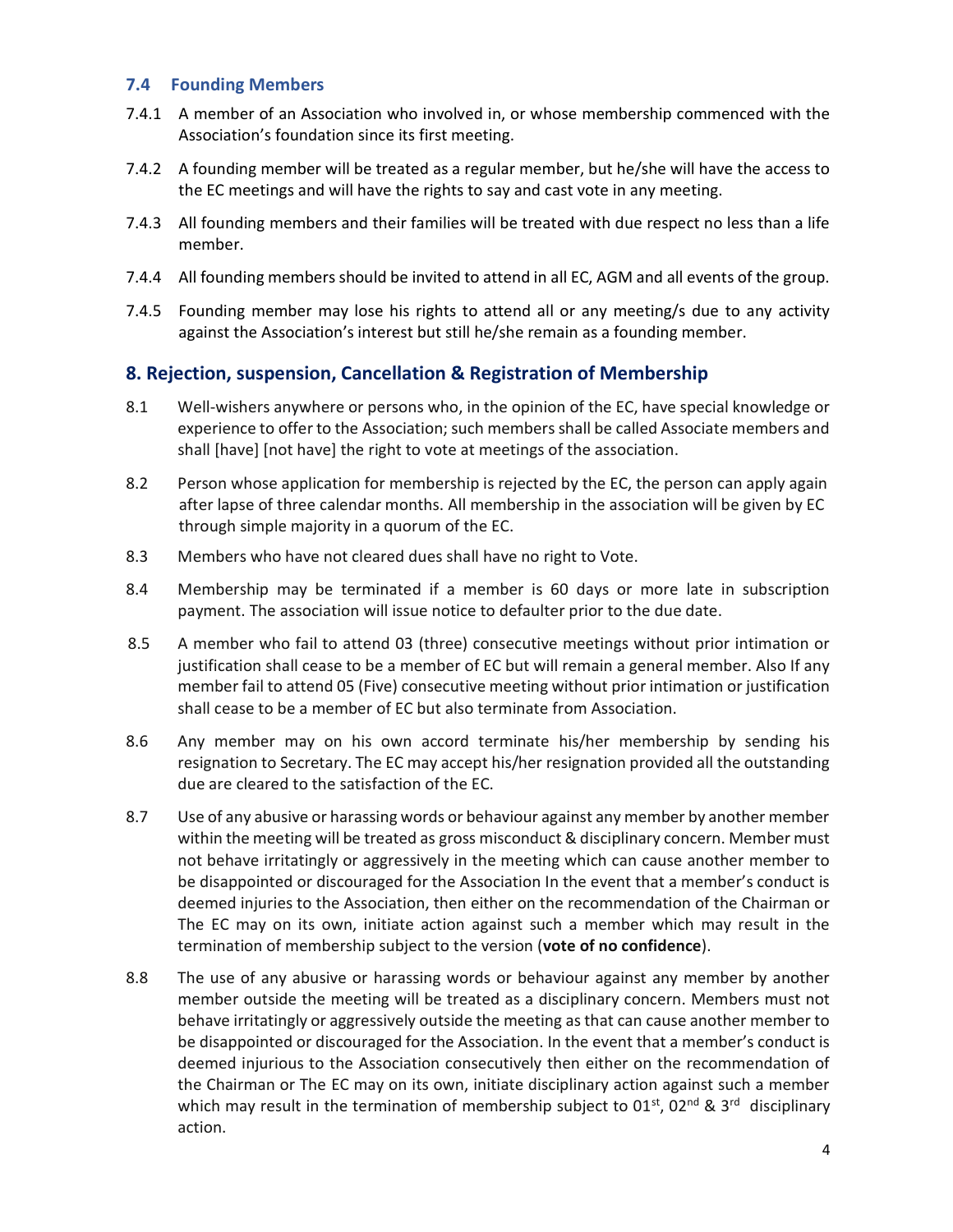### 7.4 Founding Members

7.4.1 A member of an Association who involved in, or whose membership commenced with the Association's foundation since its first meeting.

7.4.2 A founding member will be treated as a regular member, but he/she will have the access to the EC meetings and will have the rights to say and cast vote in any meeting.

7.4.3 All founding members and their families will be treated with due respect no less than a life member.

7.4.4 All founding members should be invited to attend in all EC, AGM and all events of the group.

7.4.5 Founding member may lose his rights to attend all or any meeting/s due to any activity against the Association's interest but still he/she remain as a founding member.

## 8. Rejection, suspension, Cancellation & Registration of Membership

8.1 Well-wishers anywhere or persons who, in the opinion of the EC, have special knowledge or experience to offer to the Association; such members shall be called Associate members and shall [have] [not have] the right to vote at meetings of the association.

8.2 Person whose application for membership is rejected by the EC, the person can apply again after lapse of three calendar months. All membership in the association will be given by EC through simple majority in a quorum of the EC.

8.3 Members who have not cleared dues shall have no right to Vote.

8.4 Membership may be terminated if a member is 60 days or more late in subscription payment. The association will issue notice to defaulter prior to the due date.

8.5 A member who fail to attend 03 (three) consecutive meetings without prior intimation or justification shall cease to be a member of EC but will remain a general member. Also If any member fail to attend 05 (Five) consecutive meeting without prior intimation or justification shall cease to be a member of EC but also terminate from Association.

8.6 Any member may on his own accord terminate his/her membership by sending his resignation to Secretary. The EC may accept his/her resignation provided all the outstanding due are cleared to the satisfaction of the EC.

8.7 Use of any abusive or harassing words or behaviour against any member by another member within the meeting will be treated as gross misconduct & disciplinary concern. Member must not behave irritatingly or aggressively in the meeting which can cause another member to be disappointed or discouraged for the Association In the event that a member's conduct is deemed injuries to the Association, then either on the recommendation of the Chairman or The EC may on its own, initiate action against such a member which may result in the termination of membership subject to the version (**vote of no confidence**).

8.8 The use of any abusive or harassing words or behaviour against any member by another member outside the meeting will be treated as a disciplinary concern. Members must not behave irritatingly or aggressively outside the meeting as that can cause another member to be disappointed or discouraged for the Association. In the event that a member's conduct is deemed injurious to the Association consecutively then either on the recommendation of the Chairman or The EC may on its own, initiate disciplinary action against such a member which may result in the termination of membership subject to 01st, 02nd & 3rd disciplinary action.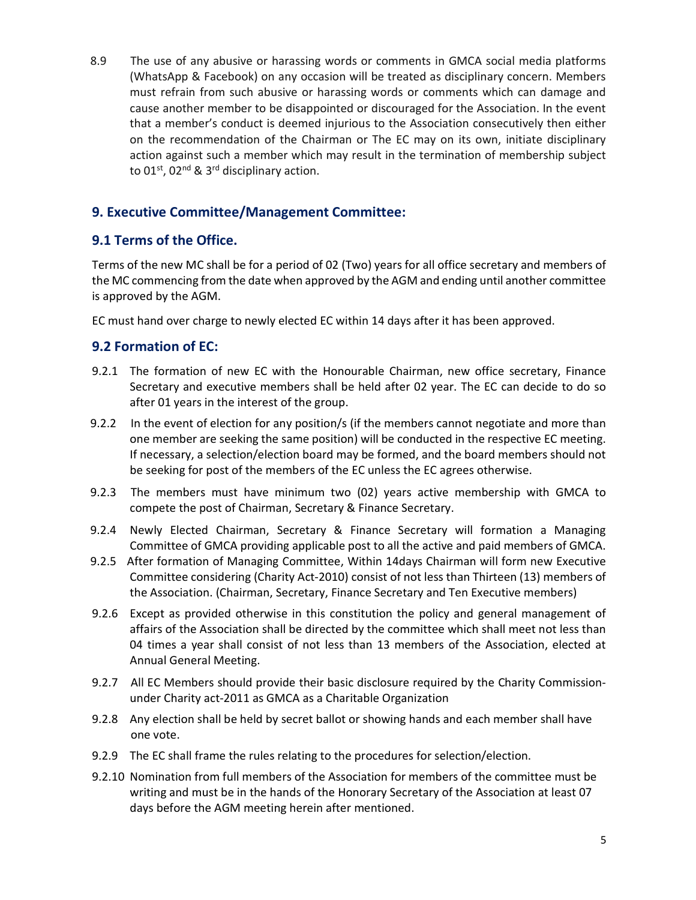8.9 The use of any abusive or harassing words or comments in GMCA social media platforms (WhatsApp & Facebook) on any occasion will be treated as disciplinary concern. Members must refrain from such abusive or harassing words or comments which can damage and cause another member to be disappointed or discouraged for the Association. In the event that a member's conduct is deemed injurious to the Association consecutively then either on the recommendation of the Chairman or The EC may on its own, initiate disciplinary action against such a member which may result in the termination of membership subject to 01st, 02nd & 3rd disciplinary action.

## 9. Executive Committee/Management Committee:

### 9.1 Terms of the Office.

Terms of the new MC shall be for a period of 02 (Two) years for all office secretary and members of the MC commencing from the date when approved by the AGM and ending until another committee is approved by the AGM.

EC must hand over charge to newly elected EC within 14 days after it has been approved.

### 9.2 Formation of EC:

9.2.1 The formation of new EC with the Honourable Chairman, new office secretary, Finance Secretary and executive members shall be held after 02 year. The EC can decide to do so after 01 years in the interest of the group.

9.2.2 In the event of election for any position/s (if the members cannot negotiate and more than one member are seeking the same position) will be conducted in the respective EC meeting. If necessary, a selection/election board may be formed, and the board members should not be seeking for post of the members of the EC unless the EC agrees otherwise.

9.2.3 The members must have minimum two (02) years active membership with GMCA to compete the post of Chairman, Secretary & Finance Secretary.

9.2.4 Newly Elected Chairman, Secretary & Finance Secretary will formation a Managing Committee of GMCA providing applicable post to all the active and paid members of GMCA.

9.2.5 After formation of Managing Committee, Within 14days Chairman will form new Executive Committee considering (Charity Act-2010) consist of not less than Thirteen (13) members of the Association. (Chairman, Secretary, Finance Secretary and Ten Executive members)

9.2.6 Except as provided otherwise in this constitution the policy and general management of affairs of the Association shall be directed by the committee which shall meet not less than 04 times a year shall consist of not less than 13 members of the Association, elected at Annual General Meeting.

9.2.7 All EC Members should provide their basic disclosure required by the Charity Commission-under Charity act-2011 as GMCA as a Charitable Organization

9.2.8 Any election shall be held by secret ballot or showing hands and each member shall have one vote.

9.2.9 The EC shall frame the rules relating to the procedures for selection/election.

9.2.10 Nomination from full members of the Association for members of the committee must be writing and must be in the hands of the Honorary Secretary of the Association at least 07 days before the AGM meeting herein after mentioned.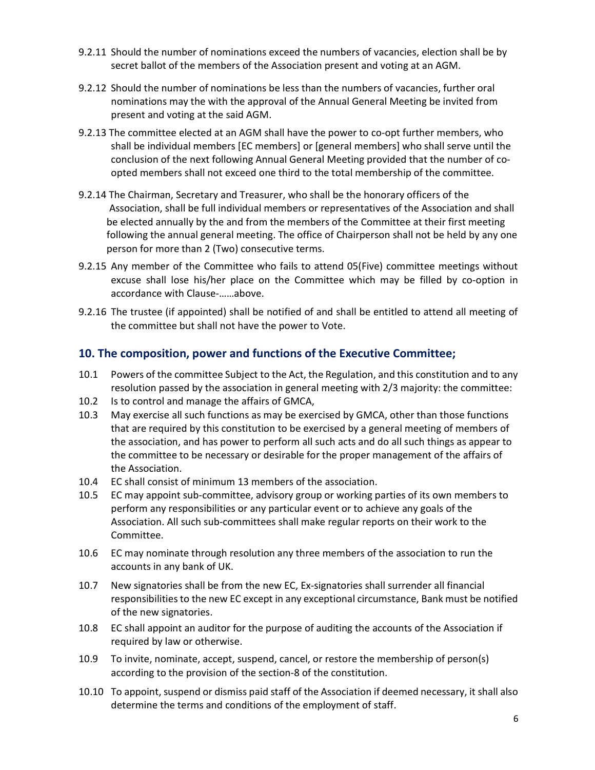9.2.11 Should the number of nominations exceed the numbers of vacancies, election shall be by secret ballot of the members of the Association present and voting at an AGM.

9.2.12 Should the number of nominations be less than the numbers of vacancies, further oral nominations may the with the approval of the Annual General Meeting be invited from present and voting at the said AGM.

9.2.13 The committee elected at an AGM shall have the power to co-opt further members, who shall be individual members [EC members] or [general members] who shall serve until the conclusion of the next following Annual General Meeting provided that the number of co-opted members shall not exceed one third to the total membership of the committee.

9.2.14 The Chairman, Secretary and Treasurer, who shall be the honorary officers of the Association, shall be full individual members or representatives of the Association and shall be elected annually by the and from the members of the Committee at their first meeting following the annual general meeting. The office of Chairperson shall not be held by any one person for more than 2 (Two) consecutive terms.

9.2.15 Any member of the Committee who fails to attend 05(Five) committee meetings without excuse shall lose his/her place on the Committee which may be filled by co-option in accordance with Clause-……above.

9.2.16 The trustee (if appointed) shall be notified of and shall be entitled to attend all meeting of the committee but shall not have the power to Vote.

## 10. The composition, power and functions of the Executive Committee;

10.1 Powers of the committee Subject to the Act, the Regulation, and this constitution and to any resolution passed by the association in general meeting with 2/3 majority: the committee:

10.2 Is to control and manage the affairs of GMCA,

10.3 May exercise all such functions as may be exercised by GMCA, other than those functions that are required by this constitution to be exercised by a general meeting of members of the association, and has power to perform all such acts and do all such things as appear to the committee to be necessary or desirable for the proper management of the affairs of the Association.

10.4 EC shall consist of minimum 13 members of the association.

10.5 EC may appoint sub-committee, advisory group or working parties of its own members to perform any responsibilities or any particular event or to achieve any goals of the Association. All such sub-committees shall make regular reports on their work to the Committee.

10.6 EC may nominate through resolution any three members of the association to run the accounts in any bank of UK.

10.7 New signatories shall be from the new EC, Ex-signatories shall surrender all financial responsibilities to the new EC except in any exceptional circumstance, Bank must be notified of the new signatories.

10.8 EC shall appoint an auditor for the purpose of auditing the accounts of the Association if required by law or otherwise.

10.9 To invite, nominate, accept, suspend, cancel, or restore the membership of person(s) according to the provision of the section-8 of the constitution.

10.10 To appoint, suspend or dismiss paid staff of the Association if deemed necessary, it shall also determine the terms and conditions of the employment of staff.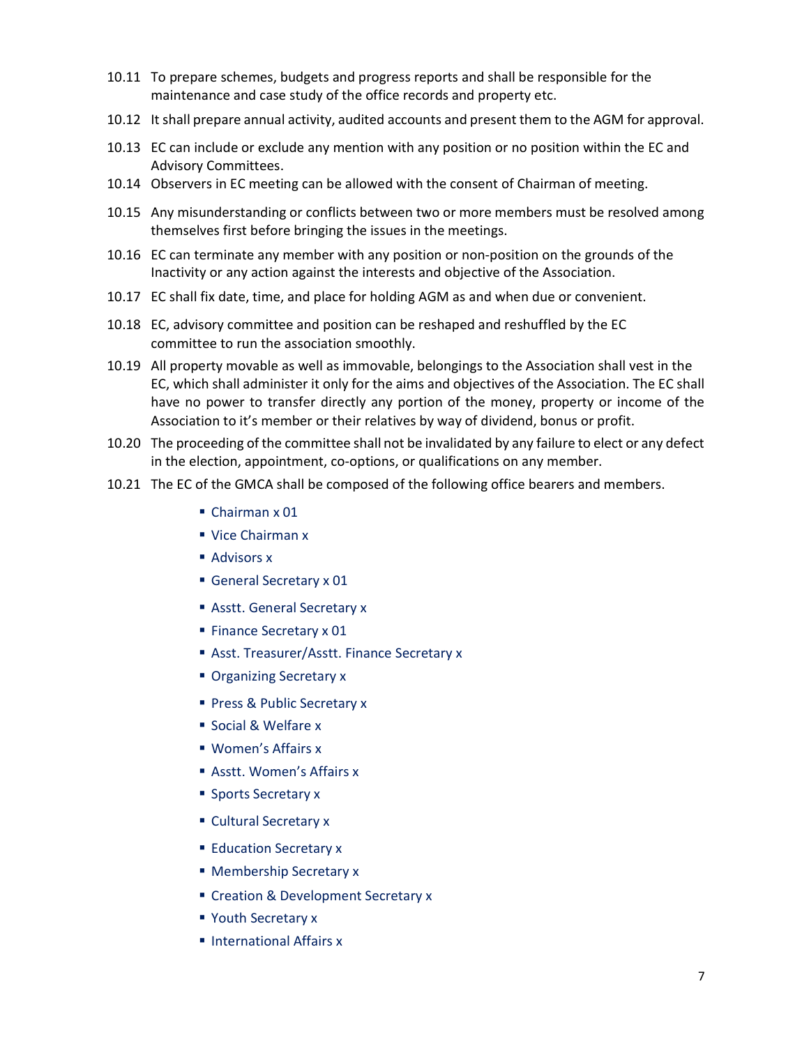10.11 To prepare schemes, budgets and progress reports and shall be responsible for the maintenance and case study of the office records and property etc.

10.12 It shall prepare annual activity, audited accounts and present them to the AGM for approval.

10.13 EC can include or exclude any mention with any position or no position within the EC and Advisory Committees.

10.14 Observers in EC meeting can be allowed with the consent of Chairman of meeting.

10.15 Any misunderstanding or conflicts between two or more members must be resolved among themselves first before bringing the issues in the meetings.

10.16 EC can terminate any member with any position or non-position on the grounds of the Inactivity or any action against the interests and objective of the Association.

10.17 EC shall fix date, time, and place for holding AGM as and when due or convenient.

10.18 EC, advisory committee and position can be reshaped and reshuffled by the EC committee to run the association smoothly.

10.19 All property movable as well as immovable, belongings to the Association shall vest in the EC, which shall administer it only for the aims and objectives of the Association. The EC shall have no power to transfer directly any portion of the money, property or income of the Association to it's member or their relatives by way of dividend, bonus or profit.

10.20 The proceeding of the committee shall not be invalidated by any failure to elect or any defect in the election, appointment, co-options, or qualifications on any member.

10.21 The EC of the GMCA shall be composed of the following office bearers and members.

- Chairman x 01
- Vice Chairman x
- Advisors x
- General Secretary x 01
- Asstt. General Secretary x
- Finance Secretary x 01
- Asst. Treasurer/Asstt. Finance Secretary x
- Organizing Secretary x
- Press & Public Secretary x
- Social & Welfare x
- Women's Affairs x
- Asstt. Women's Affairs x
- Sports Secretary x
- Cultural Secretary x
- Education Secretary x
- Membership Secretary x
- Creation & Development Secretary x
- Youth Secretary x
- International Affairs x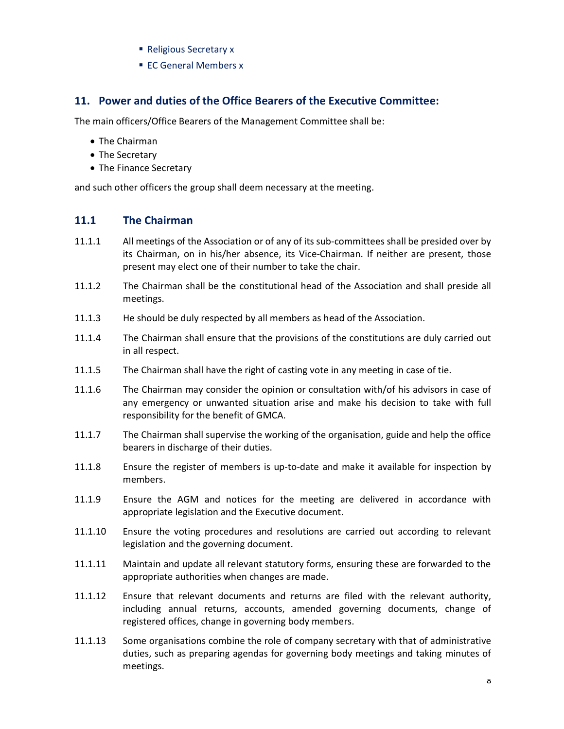- Religious Secretary x
- EC General Members x

## 11. Power and duties of the Office Bearers of the Executive Committee:

The main officers/Office Bearers of the Management Committee shall be:

- The Chairman
- The Secretary
- The Finance Secretary

and such other officers the group shall deem necessary at the meeting.

### 11.1 The Chairman

11.1.1 All meetings of the Association or of any of its sub-committees shall be presided over by its Chairman, on in his/her absence, its Vice-Chairman. If neither are present, those present may elect one of their number to take the chair.

11.1.2 The Chairman shall be the constitutional head of the Association and shall preside all meetings.

11.1.3 He should be duly respected by all members as head of the Association.

11.1.4 The Chairman shall ensure that the provisions of the constitutions are duly carried out in all respect.

11.1.5 The Chairman shall have the right of casting vote in any meeting in case of tie.

11.1.6 The Chairman may consider the opinion or consultation with/of his advisors in case of any emergency or unwanted situation arise and make his decision to take with full responsibility for the benefit of GMCA.

11.1.7 The Chairman shall supervise the working of the organisation, guide and help the office bearers in discharge of their duties.

11.1.8 Ensure the register of members is up-to-date and make it available for inspection by members.

11.1.9 Ensure the AGM and notices for the meeting are delivered in accordance with appropriate legislation and the Executive document.

11.1.10 Ensure the voting procedures and resolutions are carried out according to relevant legislation and the governing document.

11.1.11 Maintain and update all relevant statutory forms, ensuring these are forwarded to the appropriate authorities when changes are made.

11.1.12 Ensure that relevant documents and returns are filed with the relevant authority, including annual returns, accounts, amended governing documents, change of registered offices, change in governing body members.

11.1.13 Some organisations combine the role of company secretary with that of administrative duties, such as preparing agendas for governing body meetings and taking minutes of meetings.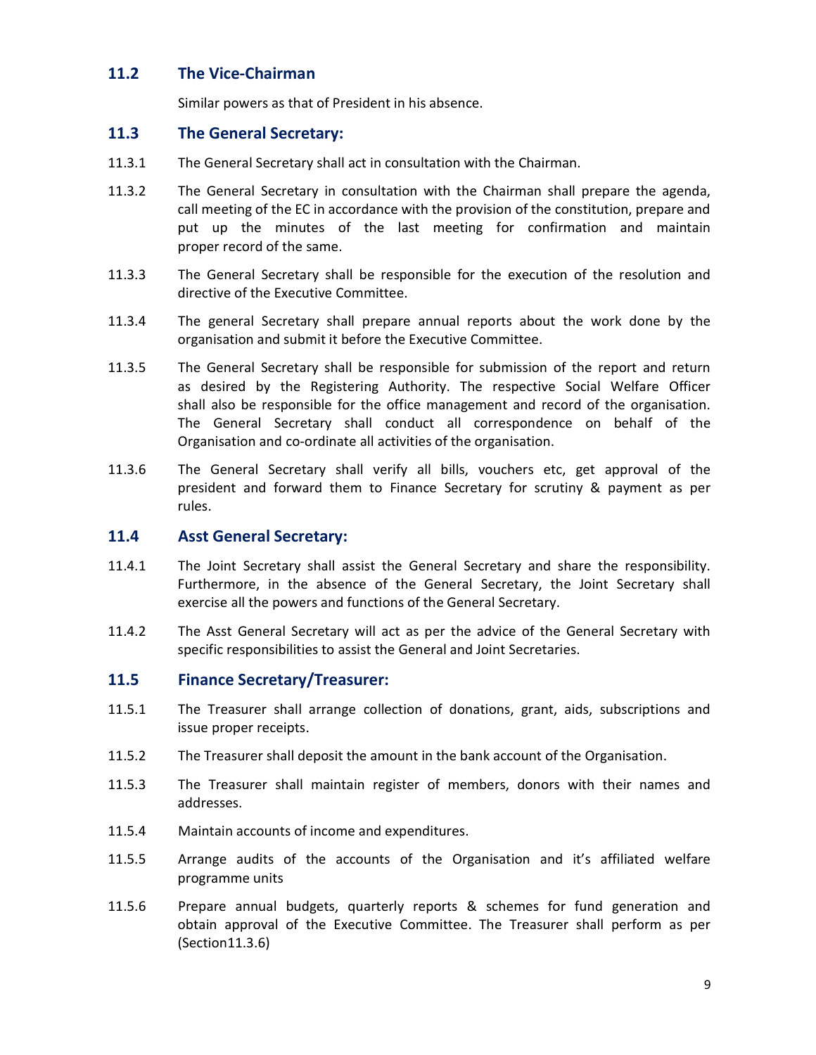### 11.2 The Vice-Chairman

Similar powers as that of President in his absence.

### 11.3 The General Secretary:

11.3.1 The General Secretary shall act in consultation with the Chairman.

11.3.2 The General Secretary in consultation with the Chairman shall prepare the agenda, call meeting of the EC in accordance with the provision of the constitution, prepare and put up the minutes of the last meeting for confirmation and maintain proper record of the same.

11.3.3 The General Secretary shall be responsible for the execution of the resolution and directive of the Executive Committee.

11.3.4 The general Secretary shall prepare annual reports about the work done by the organisation and submit it before the Executive Committee.

11.3.5 The General Secretary shall be responsible for submission of the report and return as desired by the Registering Authority. The respective Social Welfare Officer shall also be responsible for the office management and record of the organisation. The General Secretary shall conduct all correspondence on behalf of the Organisation and co-ordinate all activities of the organisation.

11.3.6 The General Secretary shall verify all bills, vouchers etc, get approval of the president and forward them to Finance Secretary for scrutiny & payment as per rules.

### 11.4 Asst General Secretary:

11.4.1 The Joint Secretary shall assist the General Secretary and share the responsibility. Furthermore, in the absence of the General Secretary, the Joint Secretary shall exercise all the powers and functions of the General Secretary.

11.4.2 The Asst General Secretary will act as per the advice of the General Secretary with specific responsibilities to assist the General and Joint Secretaries.

### 11.5 Finance Secretary/Treasurer:

11.5.1 The Treasurer shall arrange collection of donations, grant, aids, subscriptions and issue proper receipts.

11.5.2 The Treasurer shall deposit the amount in the bank account of the Organisation.

11.5.3 The Treasurer shall maintain register of members, donors with their names and addresses.

11.5.4 Maintain accounts of income and expenditures.

11.5.5 Arrange audits of the accounts of the Organisation and it's affiliated welfare programme units

11.5.6 Prepare annual budgets, quarterly reports & schemes for fund generation and obtain approval of the Executive Committee. The Treasurer shall perform as per (Section11.3.6)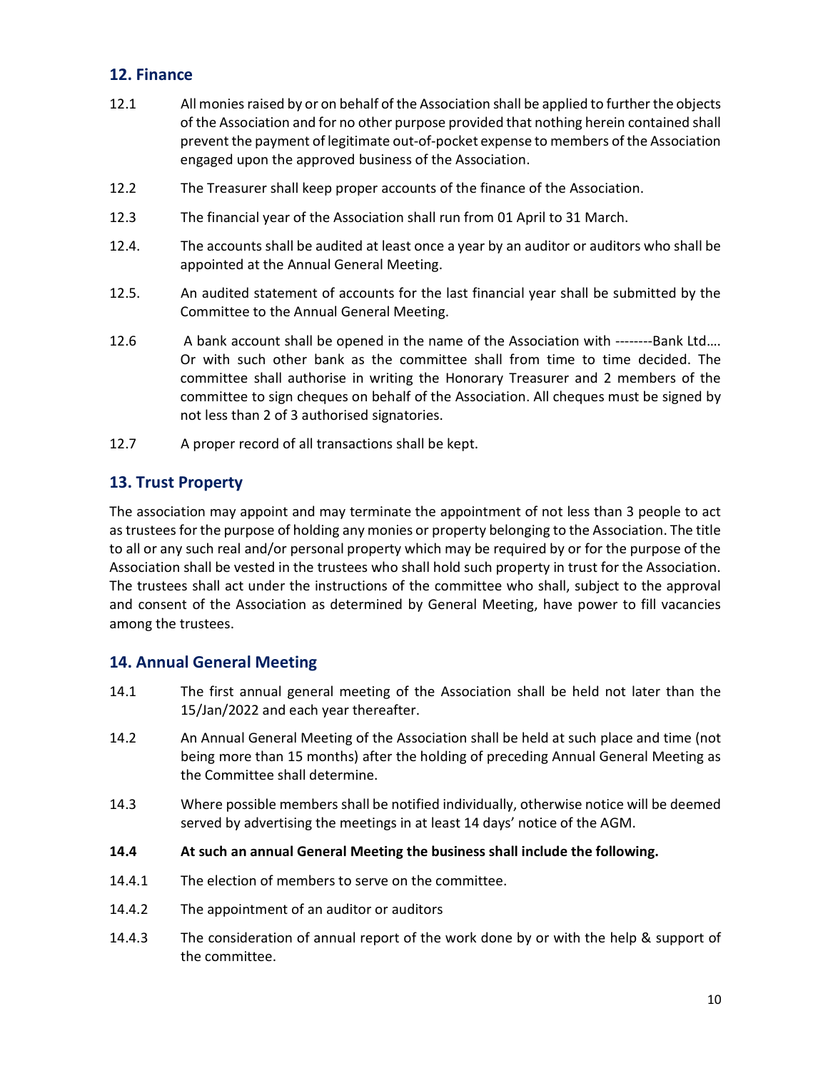## 12. Finance

12.1 All monies raised by or on behalf of the Association shall be applied to further the objects of the Association and for no other purpose provided that nothing herein contained shall prevent the payment of legitimate out-of-pocket expense to members of the Association engaged upon the approved business of the Association.

12.2 The Treasurer shall keep proper accounts of the finance of the Association.

12.3 The financial year of the Association shall run from 01 April to 31 March.

12.4. The accounts shall be audited at least once a year by an auditor or auditors who shall be appointed at the Annual General Meeting.

12.5. An audited statement of accounts for the last financial year shall be submitted by the Committee to the Annual General Meeting.

12.6 A bank account shall be opened in the name of the Association with --------Bank Ltd…. Or with such other bank as the committee shall from time to time decided. The committee shall authorise in writing the Honorary Treasurer and 2 members of the committee to sign cheques on behalf of the Association. All cheques must be signed by not less than 2 of 3 authorised signatories.

12.7 A proper record of all transactions shall be kept.

## 13. Trust Property

The association may appoint and may terminate the appointment of not less than 3 people to act as trustees for the purpose of holding any monies or property belonging to the Association. The title to all or any such real and/or personal property which may be required by or for the purpose of the Association shall be vested in the trustees who shall hold such property in trust for the Association. The trustees shall act under the instructions of the committee who shall, subject to the approval and consent of the Association as determined by General Meeting, have power to fill vacancies among the trustees.

## 14. Annual General Meeting

14.1 The first annual general meeting of the Association shall be held not later than the 15/Jan/2022 and each year thereafter.

14.2 An Annual General Meeting of the Association shall be held at such place and time (not being more than 15 months) after the holding of preceding Annual General Meeting as the Committee shall determine.

14.3 Where possible members shall be notified individually, otherwise notice will be deemed served by advertising the meetings in at least 14 days' notice of the AGM.

**14.4 At such an annual General Meeting the business shall include the following.**

14.4.1 The election of members to serve on the committee.

14.4.2 The appointment of an auditor or auditors

14.4.3 The consideration of annual report of the work done by or with the help & support of the committee.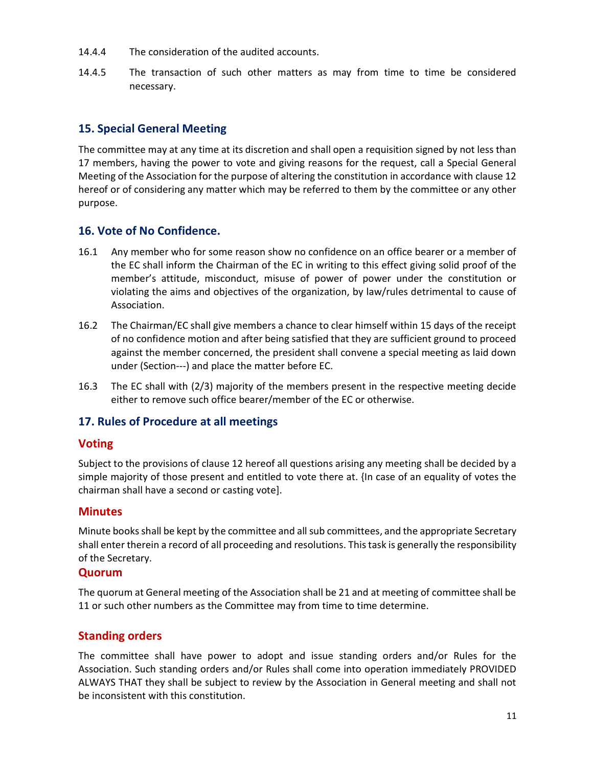14.4.4 The consideration of the audited accounts.

14.4.5 The transaction of such other matters as may from time to time be considered necessary.

## 15. Special General Meeting

The committee may at any time at its discretion and shall open a requisition signed by not less than 17 members, having the power to vote and giving reasons for the request, call a Special General Meeting of the Association for the purpose of altering the constitution in accordance with clause 12 hereof or of considering any matter which may be referred to them by the committee or any other purpose.

## 16. Vote of No Confidence.

16.1 Any member who for some reason show no confidence on an office bearer or a member of the EC shall inform the Chairman of the EC in writing to this effect giving solid proof of the member's attitude, misconduct, misuse of power of power under the constitution or violating the aims and objectives of the organization, by law/rules detrimental to cause of Association.

16.2 The Chairman/EC shall give members a chance to clear himself within 15 days of the receipt of no confidence motion and after being satisfied that they are sufficient ground to proceed against the member concerned, the president shall convene a special meeting as laid down under (Section---) and place the matter before EC.

16.3 The EC shall with (2/3) majority of the members present in the respective meeting decide either to remove such office bearer/member of the EC or otherwise.

## 17. Rules of Procedure at all meetings

### Voting

Subject to the provisions of clause 12 hereof all questions arising any meeting shall be decided by a simple majority of those present and entitled to vote there at. {In case of an equality of votes the chairman shall have a second or casting vote].

### Minutes

Minute books shall be kept by the committee and all sub committees, and the appropriate Secretary shall enter therein a record of all proceeding and resolutions. This task is generally the responsibility of the Secretary.

### Quorum

The quorum at General meeting of the Association shall be 21 and at meeting of committee shall be 11 or such other numbers as the Committee may from time to time determine.

### Standing orders

The committee shall have power to adopt and issue standing orders and/or Rules for the Association. Such standing orders and/or Rules shall come into operation immediately PROVIDED ALWAYS THAT they shall be subject to review by the Association in General meeting and shall not be inconsistent with this constitution.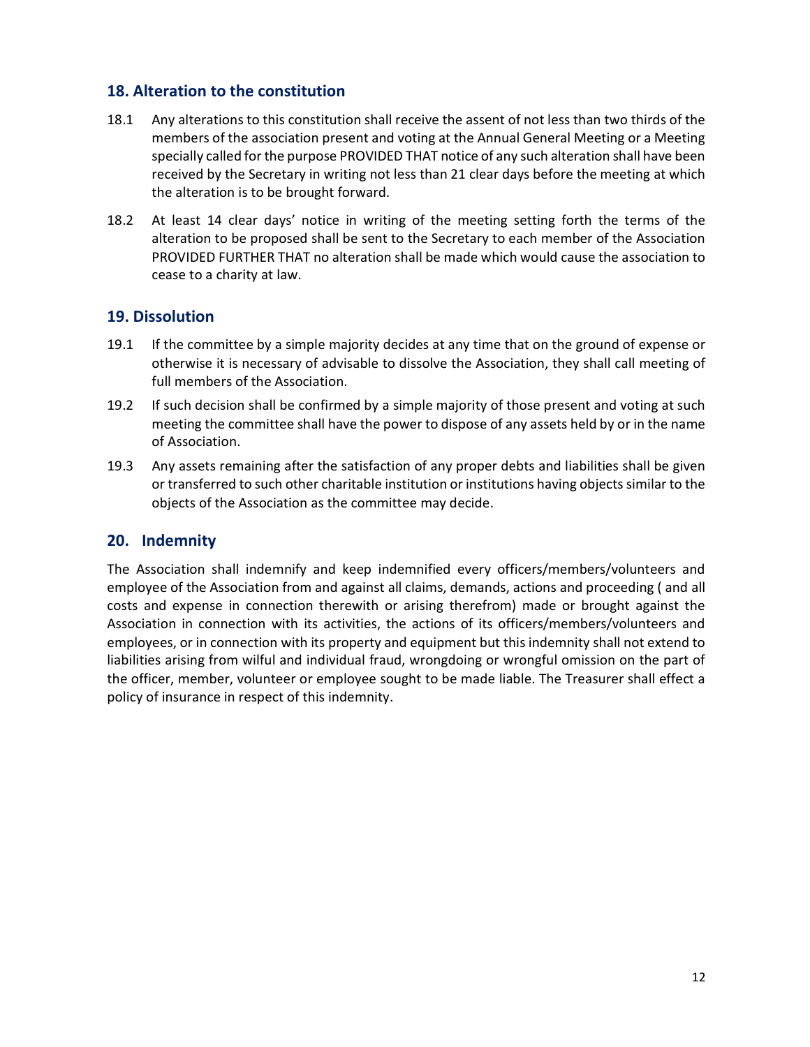## 18. Alteration to the constitution

18.1 Any alterations to this constitution shall receive the assent of not less than two thirds of the members of the association present and voting at the Annual General Meeting or a Meeting specially called for the purpose PROVIDED THAT notice of any such alteration shall have been received by the Secretary in writing not less than 21 clear days before the meeting at which the alteration is to be brought forward.

18.2 At least 14 clear days' notice in writing of the meeting setting forth the terms of the alteration to be proposed shall be sent to the Secretary to each member of the Association PROVIDED FURTHER THAT no alteration shall be made which would cause the association to cease to a charity at law.

## 19. Dissolution

19.1 If the committee by a simple majority decides at any time that on the ground of expense or otherwise it is necessary of advisable to dissolve the Association, they shall call meeting of full members of the Association.

19.2 If such decision shall be confirmed by a simple majority of those present and voting at such meeting the committee shall have the power to dispose of any assets held by or in the name of Association.

19.3 Any assets remaining after the satisfaction of any proper debts and liabilities shall be given or transferred to such other charitable institution or institutions having objects similar to the objects of the Association as the committee may decide.

## 20. Indemnity

The Association shall indemnify and keep indemnified every officers/members/volunteers and employee of the Association from and against all claims, demands, actions and proceeding ( and all costs and expense in connection therewith or arising therefrom) made or brought against the Association in connection with its activities, the actions of its officers/members/volunteers and employees, or in connection with its property and equipment but this indemnity shall not extend to liabilities arising from wilful and individual fraud, wrongdoing or wrongful omission on the part of the officer, member, volunteer or employee sought to be made liable. The Treasurer shall effect a policy of insurance in respect of this indemnity.